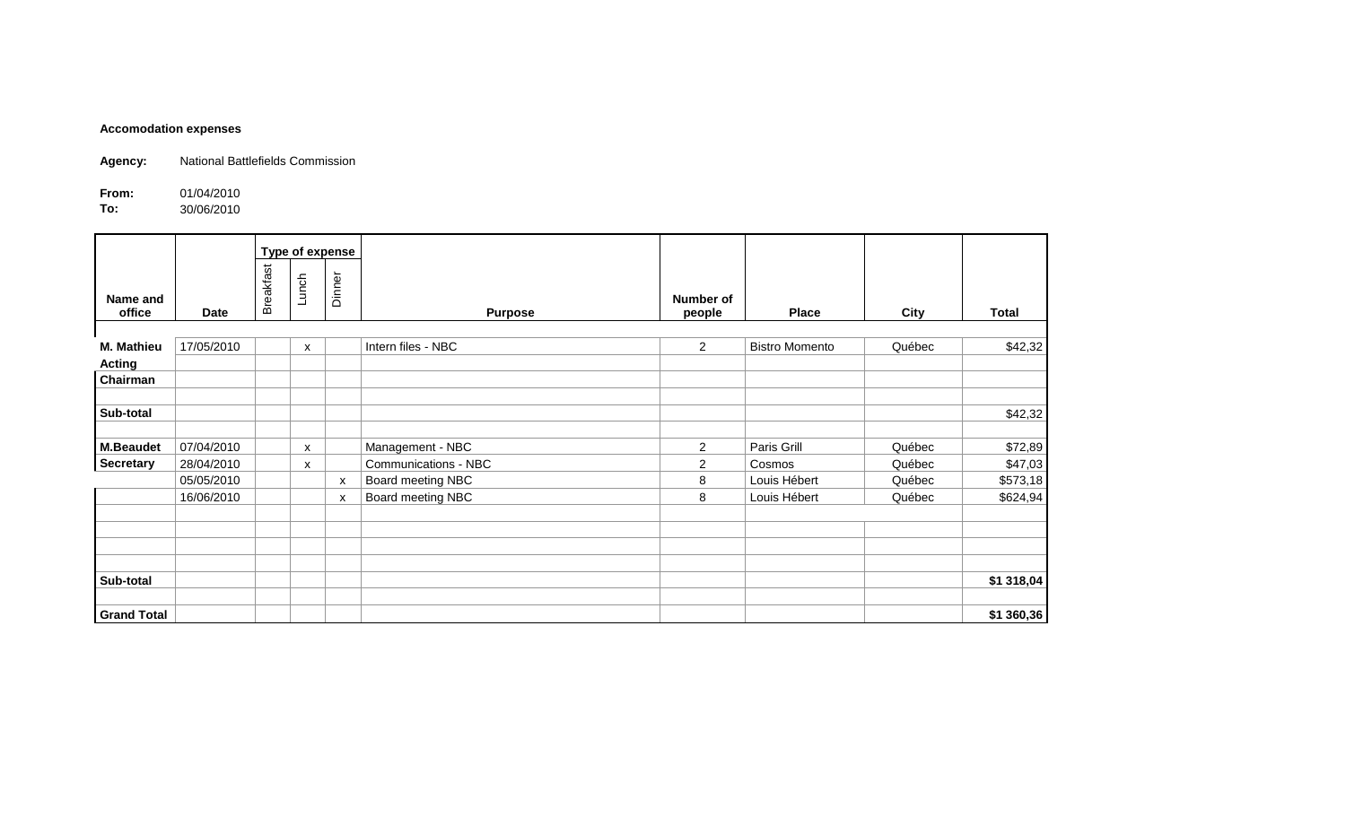**Accomodation expenses**

**Agency:** National Battlefields Commission

**From:** 01/04/2010
**To:** 30/06/2010

| Name and office | Date | Type of expense | | | Purpose | Number of people | Place | City | Total |
|---|---|---|---|---|---|---|---|---|---|
| | | Breakfast | Lunch | Dinner | | | | | |
| **M. Mathieu** | 17/05/2010 | | x | | Intern files - NBC | 2 | Bistro Momento | Québec | $42,32 |
| **Acting** | | | | | | | | | |
| **Chairman** | | | | | | | | | |
| | | | | | | | | | |
| **Sub-total** | | | | | | | | | $42,32 |
| | | | | | | | | | |
| **M.Beaudet** | 07/04/2010 | | x | | Management - NBC | 2 | Paris Grill | Québec | $72,89 |
| **Secretary** | 28/04/2010 | | x | | Communications - NBC | 2 | Cosmos | Québec | $47,03 |
| | 05/05/2010 | | | x | Board meeting NBC | 8 | Louis Hébert | Québec | $573,18 |
| | 16/06/2010 | | | x | Board meeting NBC | 8 | Louis Hébert | Québec | $624,94 |
| | | | | | | | | | |
| | | | | | | | | | |
| | | | | | | | | | |
| | | | | | | | | | |
| **Sub-total** | | | | | | | | | **$1 318,04** |
| | | | | | | | | | |
| **Grand Total** | | | | | | | | | **$1 360,36** |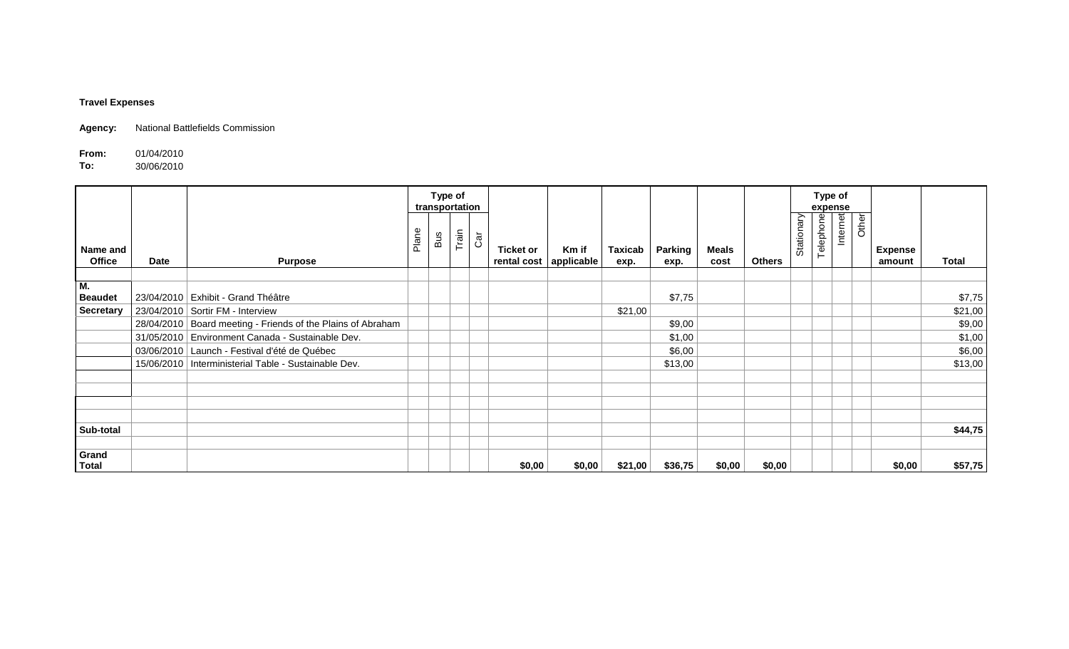**Travel Expenses**

**Agency:** National Battlefields Commission

**From:** 01/04/2010
**To:** 30/06/2010

| | | | Type of transportation | | | | | | | | | | Type of expense | | | | | |
|---|---|---|---|---|---|---|---|---|---|---|---|---|---|---|---|---|---|---|
| **Name and Office** | **Date** | **Purpose** | Plane | Bus | Train | Car | **Ticket or rental cost** | **Km if applicable** | **Taxicab exp.** | **Parking exp.** | **Meals cost** | **Others** | Stationary | Telephone | Internet | Other | **Expense amount** | **Total** |
| | | | | | | | | | | | | | | | | | | |
| **M. Beaudet** | 23/04/2010 | Exhibit - Grand Théâtre | | | | | | | | $7,75 | | | | | | | | $7,75 |
| **Secretary** | 23/04/2010 | Sortir FM - Interview | | | | | | | $21,00 | | | | | | | | | $21,00 |
| | 28/04/2010 | Board meeting - Friends of the Plains of Abraham | | | | | | | | $9,00 | | | | | | | | $9,00 |
| | 31/05/2010 | Environment Canada - Sustainable Dev. | | | | | | | | $1,00 | | | | | | | | $1,00 |
| | 03/06/2010 | Launch - Festival d'été de Québec | | | | | | | | $6,00 | | | | | | | | $6,00 |
| | 15/06/2010 | Interministerial Table - Sustainable Dev. | | | | | | | | $13,00 | | | | | | | | $13,00 |
| | | | | | | | | | | | | | | | | | | |
| | | | | | | | | | | | | | | | | | | |
| | | | | | | | | | | | | | | | | | | |
| | | | | | | | | | | | | | | | | | | |
| **Sub-total** | | | | | | | | | | | | | | | | | | **$44,75** |
| | | | | | | | | | | | | | | | | | | |
| **Grand Total** | | | | | | | **$0,00** | **$0,00** | **$21,00** | **$36,75** | **$0,00** | **$0,00** | | | | | **$0,00** | **$57,75** |